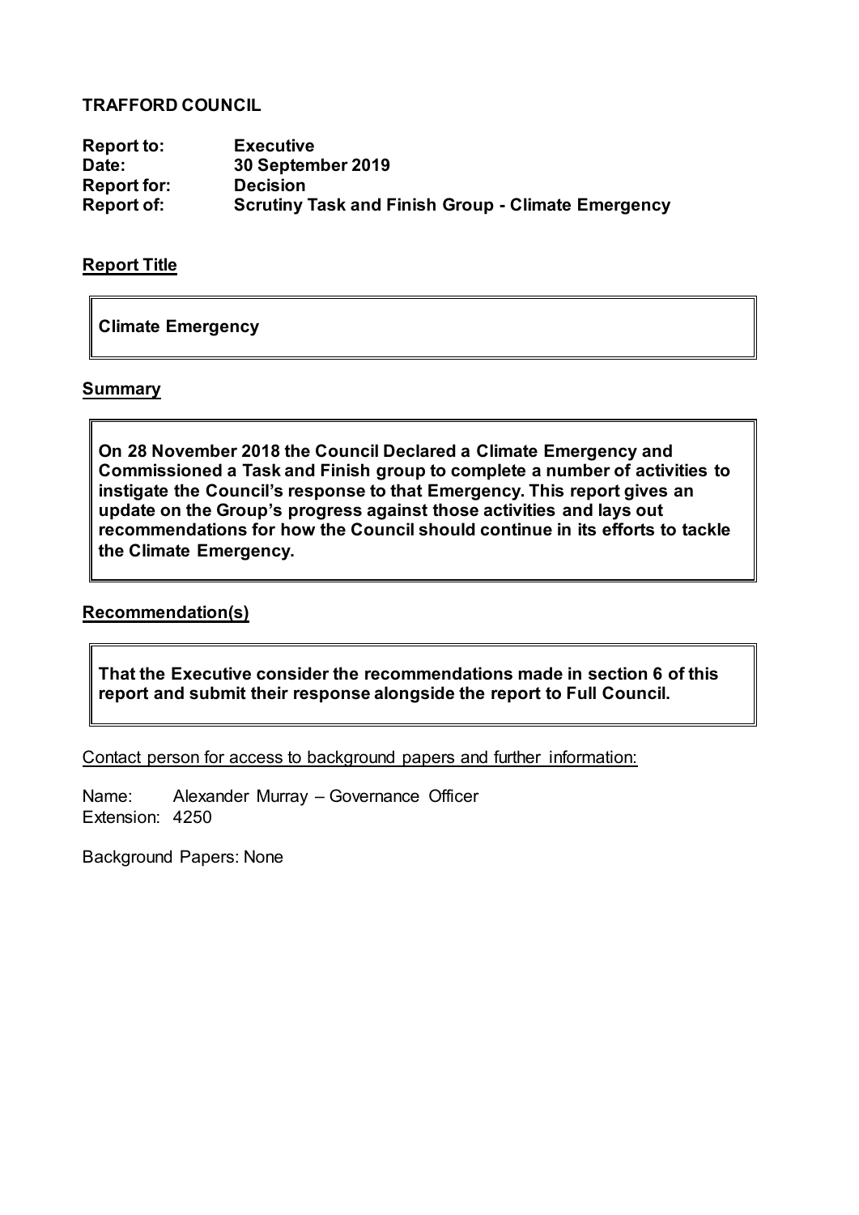**TRAFFORD COUNCIL**

| | |
|---|---|
| **Report to:** | **Executive** |
| **Date:** | **30 September 2019** |
| **Report for:** | **Decision** |
| **Report of:** | **Scrutiny Task and Finish Group - Climate Emergency** |

**Report Title**

**Climate Emergency**

**Summary**

**On 28 November 2018 the Council Declared a Climate Emergency and Commissioned a Task and Finish group to complete a number of activities to instigate the Council's response to that Emergency. This report gives an update on the Group's progress against those activities and lays out recommendations for how the Council should continue in its efforts to tackle the Climate Emergency.**

**Recommendation(s)**

**That the Executive consider the recommendations made in section 6 of this report and submit their response alongside the report to Full Council.**

Contact person for access to background papers and further information:

Name: Alexander Murray – Governance Officer
Extension: 4250

Background Papers: None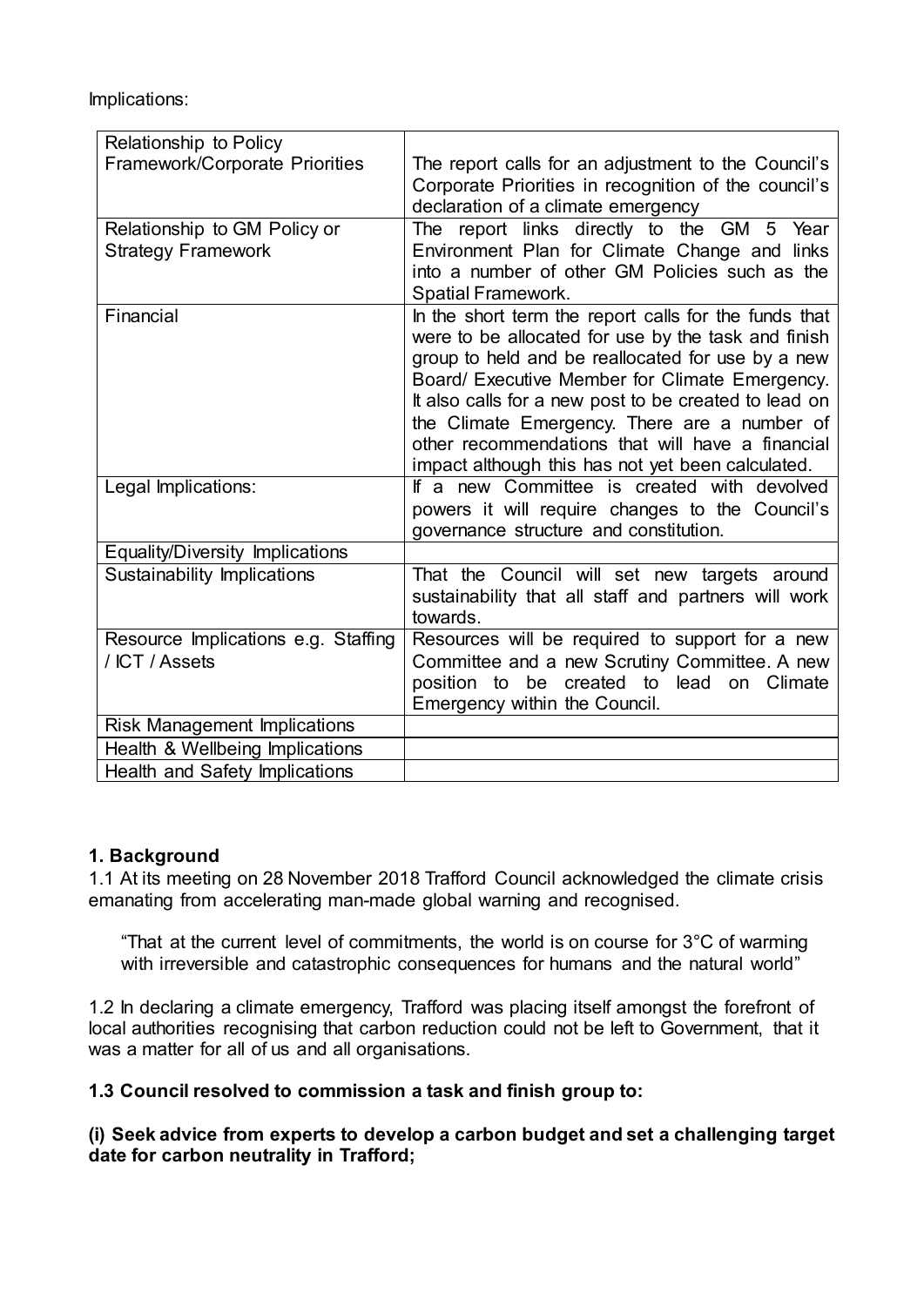Implications:

| Relationship to Policy Framework/Corporate Priorities | The report calls for an adjustment to the Council's Corporate Priorities in recognition of the council's declaration of a climate emergency |
|---|---|
| Relationship to GM Policy or Strategy Framework | The report links directly to the GM 5 Year Environment Plan for Climate Change and links into a number of other GM Policies such as the Spatial Framework. |
| Financial | In the short term the report calls for the funds that were to be allocated for use by the task and finish group to held and be reallocated for use by a new Board/ Executive Member for Climate Emergency. It also calls for a new post to be created to lead on the Climate Emergency. There are a number of other recommendations that will have a financial impact although this has not yet been calculated. |
| Legal Implications: | If a new Committee is created with devolved powers it will require changes to the Council's governance structure and constitution. |
| Equality/Diversity Implications | |
| Sustainability Implications | That the Council will set new targets around sustainability that all staff and partners will work towards. |
| Resource Implications e.g. Staffing / ICT / Assets | Resources will be required to support for a new Committee and a new Scrutiny Committee. A new position to be created to lead on Climate Emergency within the Council. |
| Risk Management Implications | |
| Health & Wellbeing Implications | |
| Health and Safety Implications | |

## 1. Background

1.1 At its meeting on 28 November 2018 Trafford Council acknowledged the climate crisis emanating from accelerating man-made global warning and recognised.

> "That at the current level of commitments, the world is on course for 3°C of warming with irreversible and catastrophic consequences for humans and the natural world"

1.2 In declaring a climate emergency, Trafford was placing itself amongst the forefront of local authorities recognising that carbon reduction could not be left to Government, that it was a matter for all of us and all organisations.

**1.3 Council resolved to commission a task and finish group to:**

**(i) Seek advice from experts to develop a carbon budget and set a challenging target date for carbon neutrality in Trafford;**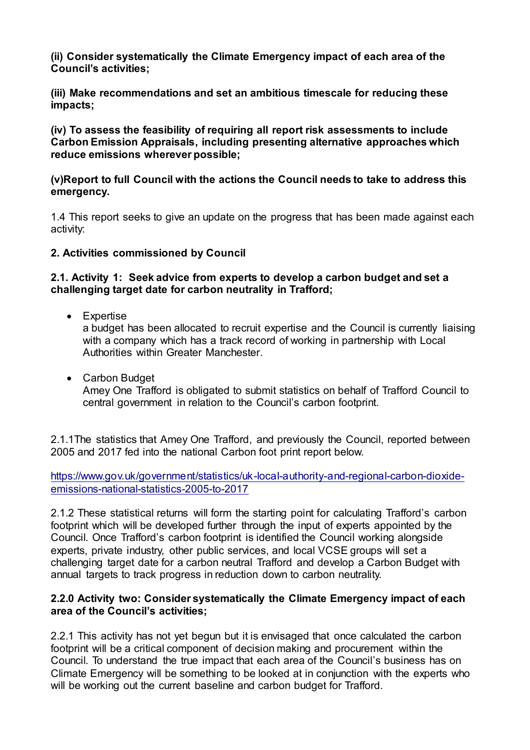**(ii) Consider systematically the Climate Emergency impact of each area of the Council's activities;**

**(iii) Make recommendations and set an ambitious timescale for reducing these impacts;**

**(iv) To assess the feasibility of requiring all report risk assessments to include Carbon Emission Appraisals, including presenting alternative approaches which reduce emissions wherever possible;**

**(v)Report to full Council with the actions the Council needs to take to address this emergency.**

1.4 This report seeks to give an update on the progress that has been made against each activity:

**2. Activities commissioned by Council**

**2.1. Activity 1: Seek advice from experts to develop a carbon budget and set a challenging target date for carbon neutrality in Trafford;**

- Expertise
  a budget has been allocated to recruit expertise and the Council is currently liaising with a company which has a track record of working in partnership with Local Authorities within Greater Manchester.

- Carbon Budget
  Amey One Trafford is obligated to submit statistics on behalf of Trafford Council to central government in relation to the Council's carbon footprint.

2.1.1The statistics that Amey One Trafford, and previously the Council, reported between 2005 and 2017 fed into the national Carbon foot print report below.

[https://www.gov.uk/government/statistics/uk-local-authority-and-regional-carbon-dioxide-emissions-national-statistics-2005-to-2017](https://www.gov.uk/government/statistics/uk-local-authority-and-regional-carbon-dioxide-emissions-national-statistics-2005-to-2017)

2.1.2 These statistical returns will form the starting point for calculating Trafford's carbon footprint which will be developed further through the input of experts appointed by the Council. Once Trafford's carbon footprint is identified the Council working alongside experts, private industry, other public services, and local VCSE groups will set a challenging target date for a carbon neutral Trafford and develop a Carbon Budget with annual targets to track progress in reduction down to carbon neutrality.

**2.2.0 Activity two: Consider systematically the Climate Emergency impact of each area of the Council's activities;**

2.2.1 This activity has not yet begun but it is envisaged that once calculated the carbon footprint will be a critical component of decision making and procurement within the Council. To understand the true impact that each area of the Council's business has on Climate Emergency will be something to be looked at in conjunction with the experts who will be working out the current baseline and carbon budget for Trafford.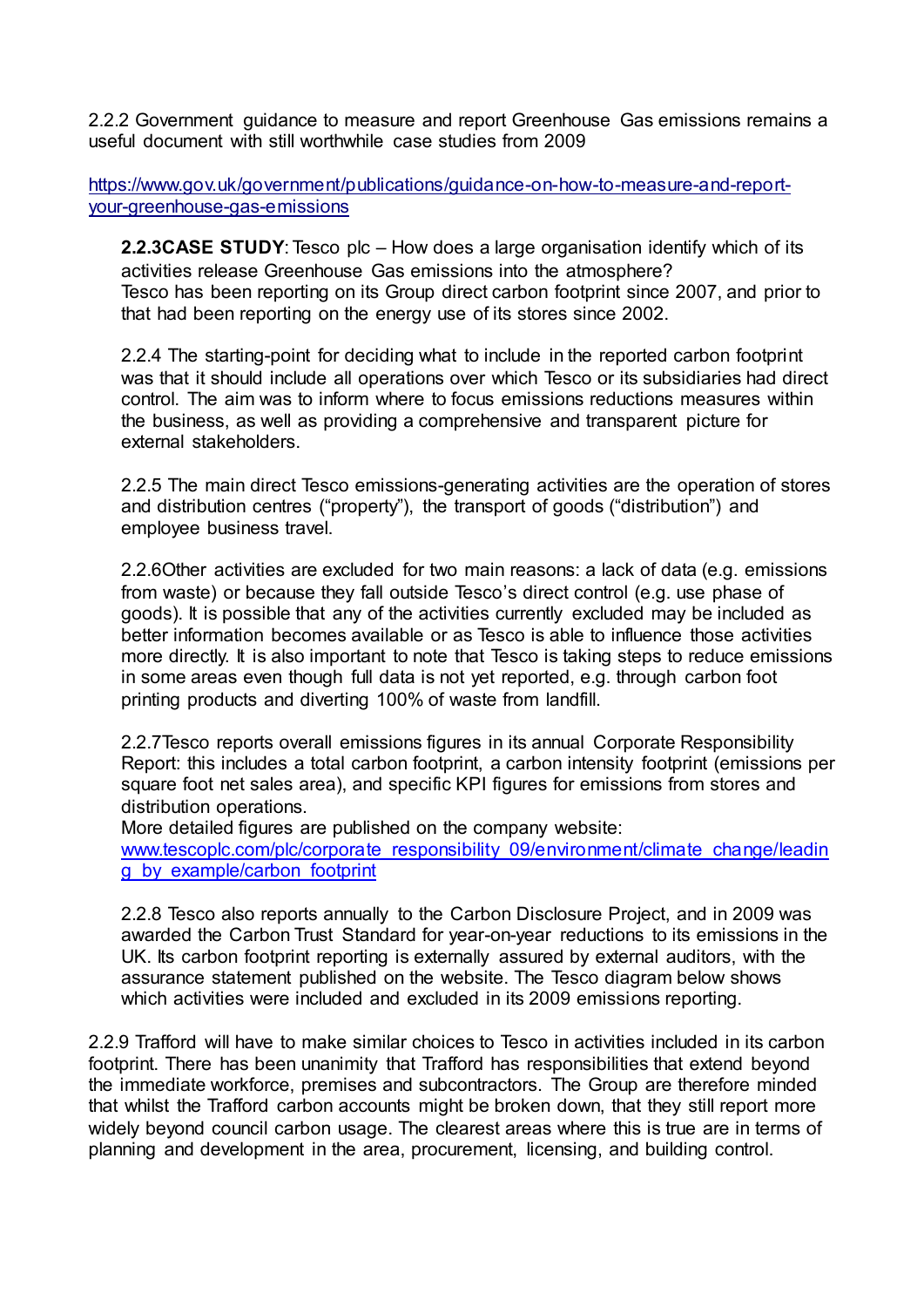2.2.2 Government guidance to measure and report Greenhouse Gas emissions remains a useful document with still worthwhile case studies from 2009

https://www.gov.uk/government/publications/guidance-on-how-to-measure-and-report-your-greenhouse-gas-emissions

**2.2.3CASE STUDY**: Tesco plc – How does a large organisation identify which of its activities release Greenhouse Gas emissions into the atmosphere?
Tesco has been reporting on its Group direct carbon footprint since 2007, and prior to that had been reporting on the energy use of its stores since 2002.

2.2.4 The starting-point for deciding what to include in the reported carbon footprint was that it should include all operations over which Tesco or its subsidiaries had direct control. The aim was to inform where to focus emissions reductions measures within the business, as well as providing a comprehensive and transparent picture for external stakeholders.

2.2.5 The main direct Tesco emissions-generating activities are the operation of stores and distribution centres ("property"), the transport of goods ("distribution") and employee business travel.

2.2.6Other activities are excluded for two main reasons: a lack of data (e.g. emissions from waste) or because they fall outside Tesco's direct control (e.g. use phase of goods). It is possible that any of the activities currently excluded may be included as better information becomes available or as Tesco is able to influence those activities more directly. It is also important to note that Tesco is taking steps to reduce emissions in some areas even though full data is not yet reported, e.g. through carbon foot printing products and diverting 100% of waste from landfill.

2.2.7Tesco reports overall emissions figures in its annual Corporate Responsibility Report: this includes a total carbon footprint, a carbon intensity footprint (emissions per square foot net sales area), and specific KPI figures for emissions from stores and distribution operations.
More detailed figures are published on the company website:
www.tescoplc.com/plc/corporate_responsibility_09/environment/climate_change/leading_by_example/carbon_footprint

2.2.8 Tesco also reports annually to the Carbon Disclosure Project, and in 2009 was awarded the Carbon Trust Standard for year-on-year reductions to its emissions in the UK. Its carbon footprint reporting is externally assured by external auditors, with the assurance statement published on the website. The Tesco diagram below shows which activities were included and excluded in its 2009 emissions reporting.

2.2.9 Trafford will have to make similar choices to Tesco in activities included in its carbon footprint. There has been unanimity that Trafford has responsibilities that extend beyond the immediate workforce, premises and subcontractors. The Group are therefore minded that whilst the Trafford carbon accounts might be broken down, that they still report more widely beyond council carbon usage. The clearest areas where this is true are in terms of planning and development in the area, procurement, licensing, and building control.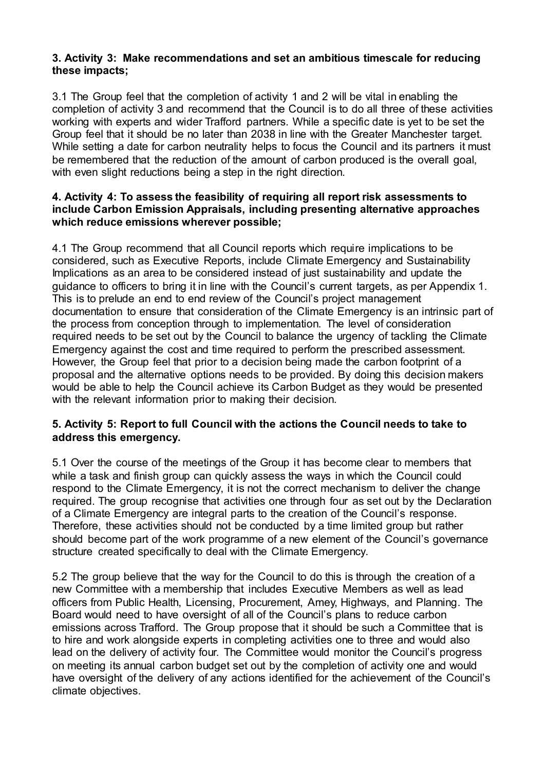### 3. Activity 3: Make recommendations and set an ambitious timescale for reducing these impacts;

3.1 The Group feel that the completion of activity 1 and 2 will be vital in enabling the completion of activity 3 and recommend that the Council is to do all three of these activities working with experts and wider Trafford partners. While a specific date is yet to be set the Group feel that it should be no later than 2038 in line with the Greater Manchester target. While setting a date for carbon neutrality helps to focus the Council and its partners it must be remembered that the reduction of the amount of carbon produced is the overall goal, with even slight reductions being a step in the right direction.

### 4. Activity 4: To assess the feasibility of requiring all report risk assessments to include Carbon Emission Appraisals, including presenting alternative approaches which reduce emissions wherever possible;

4.1 The Group recommend that all Council reports which require implications to be considered, such as Executive Reports, include Climate Emergency and Sustainability Implications as an area to be considered instead of just sustainability and update the guidance to officers to bring it in line with the Council's current targets, as per Appendix 1. This is to prelude an end to end review of the Council's project management documentation to ensure that consideration of the Climate Emergency is an intrinsic part of the process from conception through to implementation. The level of consideration required needs to be set out by the Council to balance the urgency of tackling the Climate Emergency against the cost and time required to perform the prescribed assessment. However, the Group feel that prior to a decision being made the carbon footprint of a proposal and the alternative options needs to be provided. By doing this decision makers would be able to help the Council achieve its Carbon Budget as they would be presented with the relevant information prior to making their decision.

### 5. Activity 5: Report to full Council with the actions the Council needs to take to address this emergency.

5.1 Over the course of the meetings of the Group it has become clear to members that while a task and finish group can quickly assess the ways in which the Council could respond to the Climate Emergency, it is not the correct mechanism to deliver the change required. The group recognise that activities one through four as set out by the Declaration of a Climate Emergency are integral parts to the creation of the Council's response. Therefore, these activities should not be conducted by a time limited group but rather should become part of the work programme of a new element of the Council's governance structure created specifically to deal with the Climate Emergency.

5.2 The group believe that the way for the Council to do this is through the creation of a new Committee with a membership that includes Executive Members as well as lead officers from Public Health, Licensing, Procurement, Amey, Highways, and Planning. The Board would need to have oversight of all of the Council's plans to reduce carbon emissions across Trafford. The Group propose that it should be such a Committee that is to hire and work alongside experts in completing activities one to three and would also lead on the delivery of activity four. The Committee would monitor the Council's progress on meeting its annual carbon budget set out by the completion of activity one and would have oversight of the delivery of any actions identified for the achievement of the Council's climate objectives.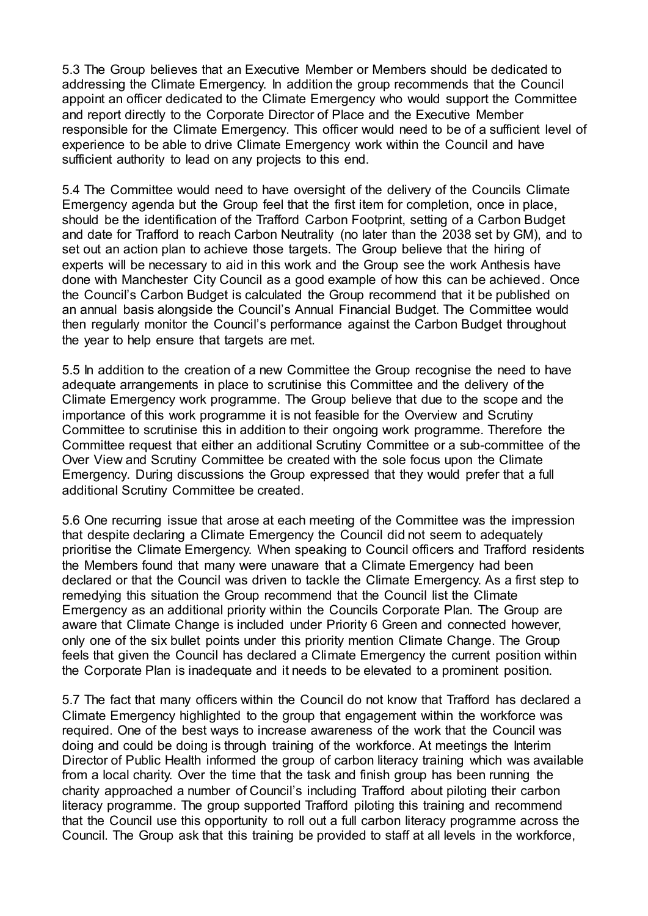5.3 The Group believes that an Executive Member or Members should be dedicated to addressing the Climate Emergency. In addition the group recommends that the Council appoint an officer dedicated to the Climate Emergency who would support the Committee and report directly to the Corporate Director of Place and the Executive Member responsible for the Climate Emergency. This officer would need to be of a sufficient level of experience to be able to drive Climate Emergency work within the Council and have sufficient authority to lead on any projects to this end.

5.4 The Committee would need to have oversight of the delivery of the Councils Climate Emergency agenda but the Group feel that the first item for completion, once in place, should be the identification of the Trafford Carbon Footprint, setting of a Carbon Budget and date for Trafford to reach Carbon Neutrality (no later than the 2038 set by GM), and to set out an action plan to achieve those targets. The Group believe that the hiring of experts will be necessary to aid in this work and the Group see the work Anthesis have done with Manchester City Council as a good example of how this can be achieved. Once the Council's Carbon Budget is calculated the Group recommend that it be published on an annual basis alongside the Council's Annual Financial Budget. The Committee would then regularly monitor the Council's performance against the Carbon Budget throughout the year to help ensure that targets are met.

5.5 In addition to the creation of a new Committee the Group recognise the need to have adequate arrangements in place to scrutinise this Committee and the delivery of the Climate Emergency work programme. The Group believe that due to the scope and the importance of this work programme it is not feasible for the Overview and Scrutiny Committee to scrutinise this in addition to their ongoing work programme. Therefore the Committee request that either an additional Scrutiny Committee or a sub-committee of the Over View and Scrutiny Committee be created with the sole focus upon the Climate Emergency. During discussions the Group expressed that they would prefer that a full additional Scrutiny Committee be created.

5.6 One recurring issue that arose at each meeting of the Committee was the impression that despite declaring a Climate Emergency the Council did not seem to adequately prioritise the Climate Emergency. When speaking to Council officers and Trafford residents the Members found that many were unaware that a Climate Emergency had been declared or that the Council was driven to tackle the Climate Emergency. As a first step to remedying this situation the Group recommend that the Council list the Climate Emergency as an additional priority within the Councils Corporate Plan. The Group are aware that Climate Change is included under Priority 6 Green and connected however, only one of the six bullet points under this priority mention Climate Change. The Group feels that given the Council has declared a Climate Emergency the current position within the Corporate Plan is inadequate and it needs to be elevated to a prominent position.

5.7 The fact that many officers within the Council do not know that Trafford has declared a Climate Emergency highlighted to the group that engagement within the workforce was required. One of the best ways to increase awareness of the work that the Council was doing and could be doing is through training of the workforce. At meetings the Interim Director of Public Health informed the group of carbon literacy training which was available from a local charity. Over the time that the task and finish group has been running the charity approached a number of Council's including Trafford about piloting their carbon literacy programme. The group supported Trafford piloting this training and recommend that the Council use this opportunity to roll out a full carbon literacy programme across the Council. The Group ask that this training be provided to staff at all levels in the workforce,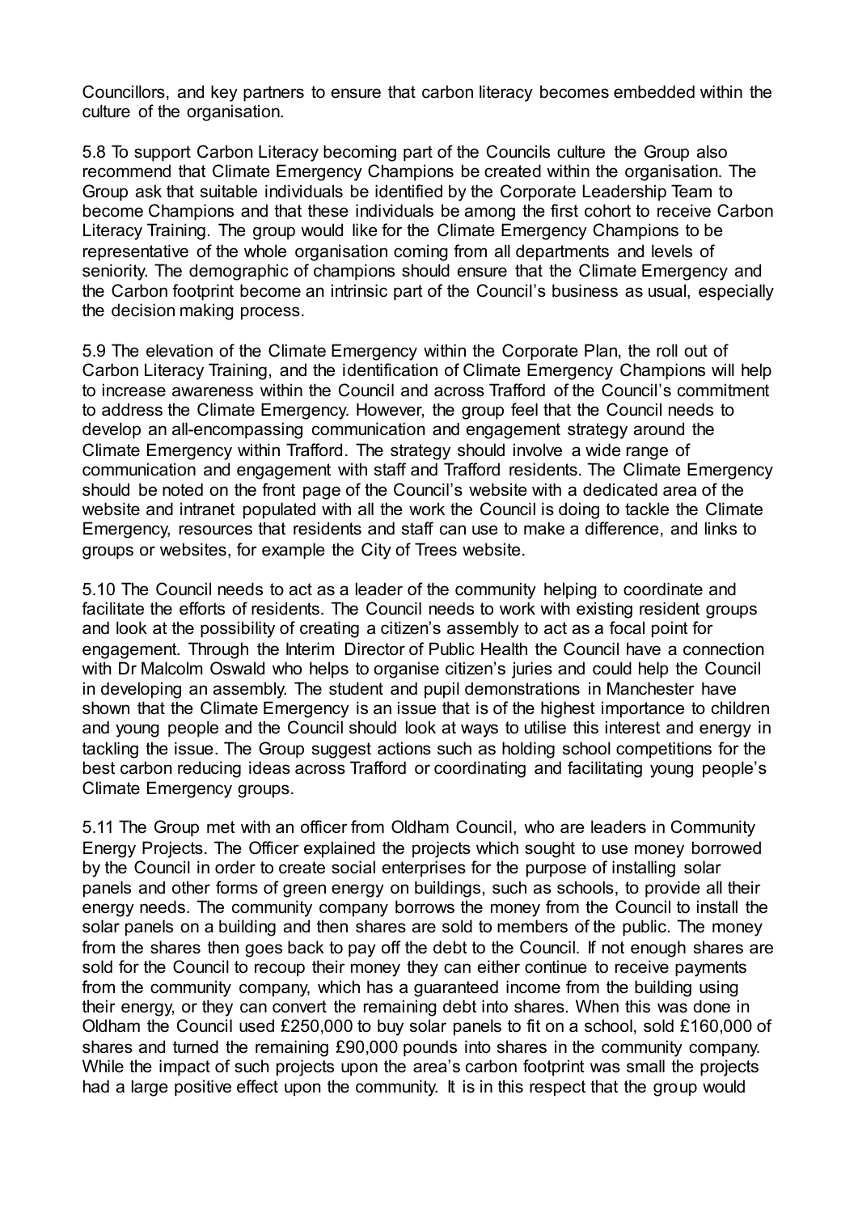Councillors, and key partners to ensure that carbon literacy becomes embedded within the culture of the organisation.

5.8 To support Carbon Literacy becoming part of the Councils culture the Group also recommend that Climate Emergency Champions be created within the organisation. The Group ask that suitable individuals be identified by the Corporate Leadership Team to become Champions and that these individuals be among the first cohort to receive Carbon Literacy Training. The group would like for the Climate Emergency Champions to be representative of the whole organisation coming from all departments and levels of seniority. The demographic of champions should ensure that the Climate Emergency and the Carbon footprint become an intrinsic part of the Council's business as usual, especially the decision making process.

5.9 The elevation of the Climate Emergency within the Corporate Plan, the roll out of Carbon Literacy Training, and the identification of Climate Emergency Champions will help to increase awareness within the Council and across Trafford of the Council's commitment to address the Climate Emergency. However, the group feel that the Council needs to develop an all-encompassing communication and engagement strategy around the Climate Emergency within Trafford. The strategy should involve a wide range of communication and engagement with staff and Trafford residents. The Climate Emergency should be noted on the front page of the Council's website with a dedicated area of the website and intranet populated with all the work the Council is doing to tackle the Climate Emergency, resources that residents and staff can use to make a difference, and links to groups or websites, for example the City of Trees website.

5.10 The Council needs to act as a leader of the community helping to coordinate and facilitate the efforts of residents. The Council needs to work with existing resident groups and look at the possibility of creating a citizen's assembly to act as a focal point for engagement. Through the Interim Director of Public Health the Council have a connection with Dr Malcolm Oswald who helps to organise citizen's juries and could help the Council in developing an assembly. The student and pupil demonstrations in Manchester have shown that the Climate Emergency is an issue that is of the highest importance to children and young people and the Council should look at ways to utilise this interest and energy in tackling the issue. The Group suggest actions such as holding school competitions for the best carbon reducing ideas across Trafford or coordinating and facilitating young people's Climate Emergency groups.

5.11 The Group met with an officer from Oldham Council, who are leaders in Community Energy Projects. The Officer explained the projects which sought to use money borrowed by the Council in order to create social enterprises for the purpose of installing solar panels and other forms of green energy on buildings, such as schools, to provide all their energy needs. The community company borrows the money from the Council to install the solar panels on a building and then shares are sold to members of the public. The money from the shares then goes back to pay off the debt to the Council. If not enough shares are sold for the Council to recoup their money they can either continue to receive payments from the community company, which has a guaranteed income from the building using their energy, or they can convert the remaining debt into shares. When this was done in Oldham the Council used £250,000 to buy solar panels to fit on a school, sold £160,000 of shares and turned the remaining £90,000 pounds into shares in the community company. While the impact of such projects upon the area's carbon footprint was small the projects had a large positive effect upon the community. It is in this respect that the group would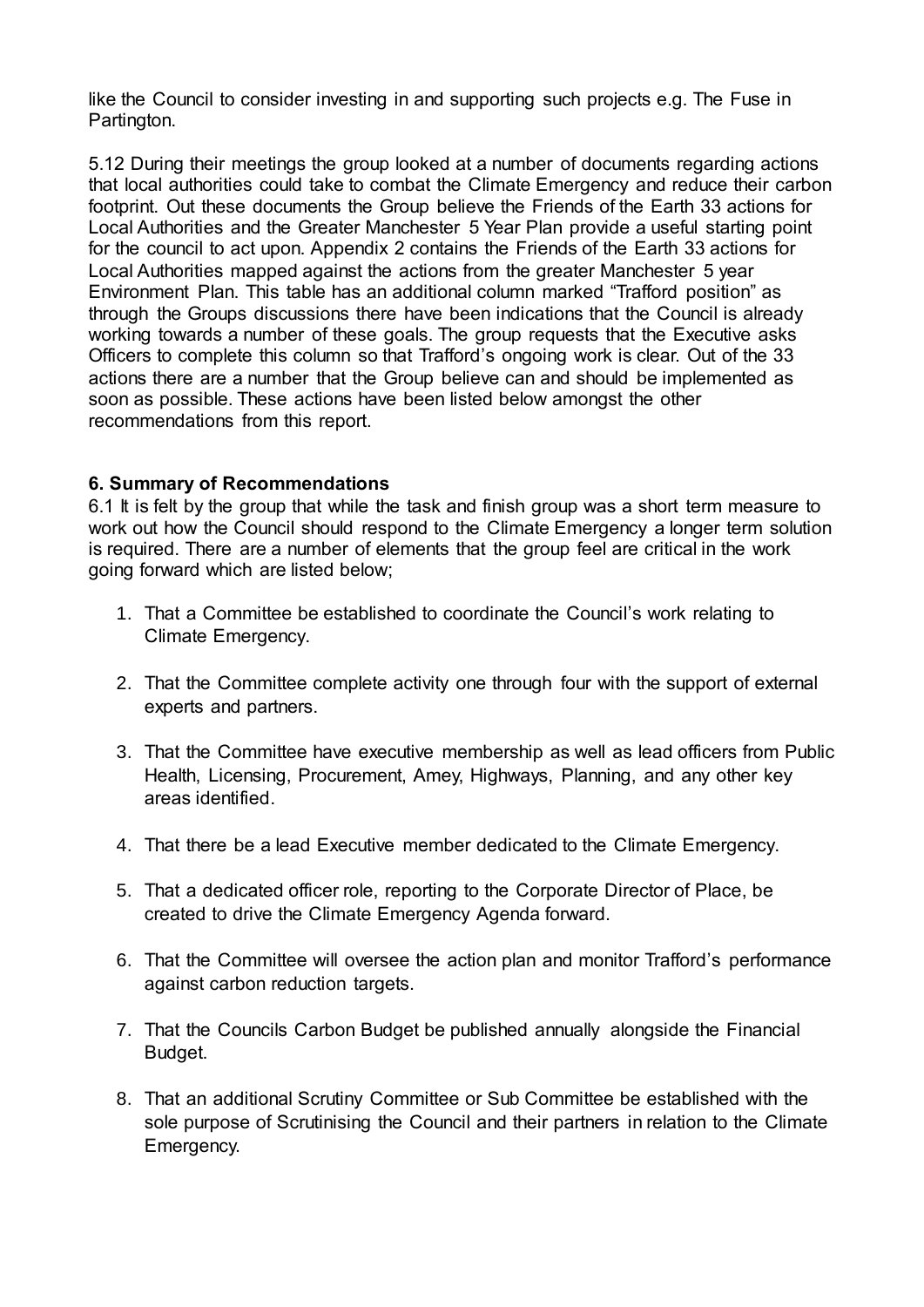like the Council to consider investing in and supporting such projects e.g. The Fuse in Partington.

5.12 During their meetings the group looked at a number of documents regarding actions that local authorities could take to combat the Climate Emergency and reduce their carbon footprint. Out these documents the Group believe the Friends of the Earth 33 actions for Local Authorities and the Greater Manchester 5 Year Plan provide a useful starting point for the council to act upon. Appendix 2 contains the Friends of the Earth 33 actions for Local Authorities mapped against the actions from the greater Manchester 5 year Environment Plan. This table has an additional column marked "Trafford position" as through the Groups discussions there have been indications that the Council is already working towards a number of these goals. The group requests that the Executive asks Officers to complete this column so that Trafford's ongoing work is clear. Out of the 33 actions there are a number that the Group believe can and should be implemented as soon as possible. These actions have been listed below amongst the other recommendations from this report.

**6. Summary of Recommendations**

6.1 It is felt by the group that while the task and finish group was a short term measure to work out how the Council should respond to the Climate Emergency a longer term solution is required. There are a number of elements that the group feel are critical in the work going forward which are listed below;

1. That a Committee be established to coordinate the Council's work relating to Climate Emergency.
2. That the Committee complete activity one through four with the support of external experts and partners.
3. That the Committee have executive membership as well as lead officers from Public Health, Licensing, Procurement, Amey, Highways, Planning, and any other key areas identified.
4. That there be a lead Executive member dedicated to the Climate Emergency.
5. That a dedicated officer role, reporting to the Corporate Director of Place, be created to drive the Climate Emergency Agenda forward.
6. That the Committee will oversee the action plan and monitor Trafford's performance against carbon reduction targets.
7. That the Councils Carbon Budget be published annually alongside the Financial Budget.
8. That an additional Scrutiny Committee or Sub Committee be established with the sole purpose of Scrutinising the Council and their partners in relation to the Climate Emergency.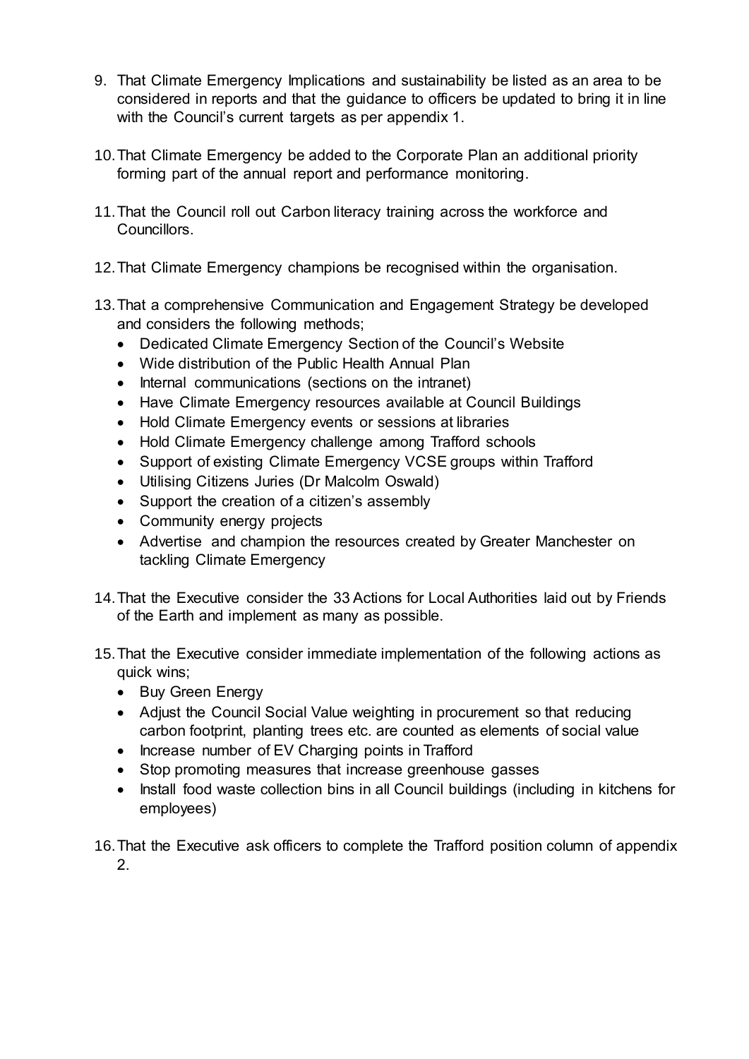9. That Climate Emergency Implications and sustainability be listed as an area to be considered in reports and that the guidance to officers be updated to bring it in line with the Council's current targets as per appendix 1.

10. That Climate Emergency be added to the Corporate Plan an additional priority forming part of the annual report and performance monitoring.

11. That the Council roll out Carbon literacy training across the workforce and Councillors.

12. That Climate Emergency champions be recognised within the organisation.

13. That a comprehensive Communication and Engagement Strategy be developed and considers the following methods;
    - Dedicated Climate Emergency Section of the Council's Website
    - Wide distribution of the Public Health Annual Plan
    - Internal communications (sections on the intranet)
    - Have Climate Emergency resources available at Council Buildings
    - Hold Climate Emergency events or sessions at libraries
    - Hold Climate Emergency challenge among Trafford schools
    - Support of existing Climate Emergency VCSE groups within Trafford
    - Utilising Citizens Juries (Dr Malcolm Oswald)
    - Support the creation of a citizen's assembly
    - Community energy projects
    - Advertise and champion the resources created by Greater Manchester on tackling Climate Emergency

14. That the Executive consider the 33 Actions for Local Authorities laid out by Friends of the Earth and implement as many as possible.

15. That the Executive consider immediate implementation of the following actions as quick wins;
    - Buy Green Energy
    - Adjust the Council Social Value weighting in procurement so that reducing carbon footprint, planting trees etc. are counted as elements of social value
    - Increase number of EV Charging points in Trafford
    - Stop promoting measures that increase greenhouse gasses
    - Install food waste collection bins in all Council buildings (including in kitchens for employees)

16. That the Executive ask officers to complete the Trafford position column of appendix 2.